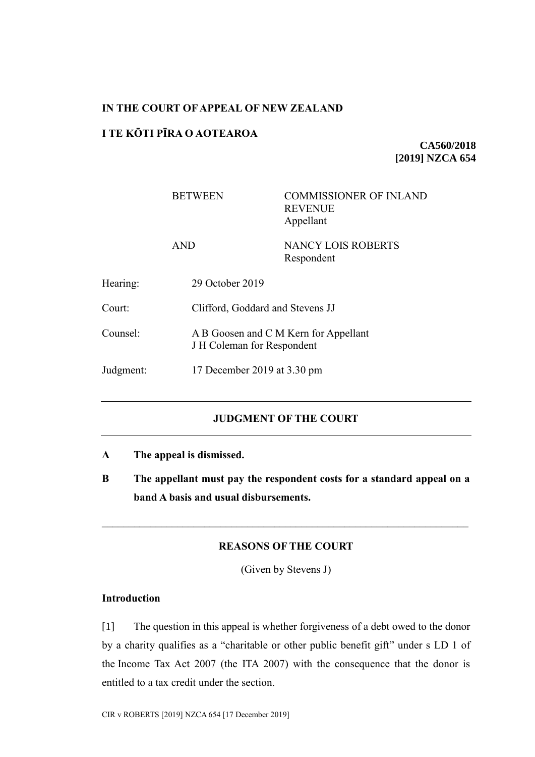**IN THE COURT OF APPEAL OF NEW ZEALAND**

**I TE KŌTI PĪRA O AOTEAROA**

**CA560/2018**
**[2019] NZCA 654**

| | | |
|---|---|---|
| | BETWEEN | COMMISSIONER OF INLAND REVENUE<br>Appellant |
| | AND | NANCY LOIS ROBERTS<br>Respondent |
| Hearing: | 29 October 2019 | |
| Court: | Clifford, Goddard and Stevens JJ | |
| Counsel: | A B Goosen and C M Kern for Appellant<br>J H Coleman for Respondent | |
| Judgment: | 17 December 2019 at 3.30 pm | |

---

**JUDGMENT OF THE COURT**

---

**A The appeal is dismissed.**

**B The appellant must pay the respondent costs for a standard appeal on a band A basis and usual disbursements.**

---

**REASONS OF THE COURT**

(Given by Stevens J)

**Introduction**

[1] The question in this appeal is whether forgiveness of a debt owed to the donor by a charity qualifies as a "charitable or other public benefit gift" under s LD 1 of the Income Tax Act 2007 (the ITA 2007) with the consequence that the donor is entitled to a tax credit under the section.

CIR v ROBERTS [2019] NZCA 654 [17 December 2019]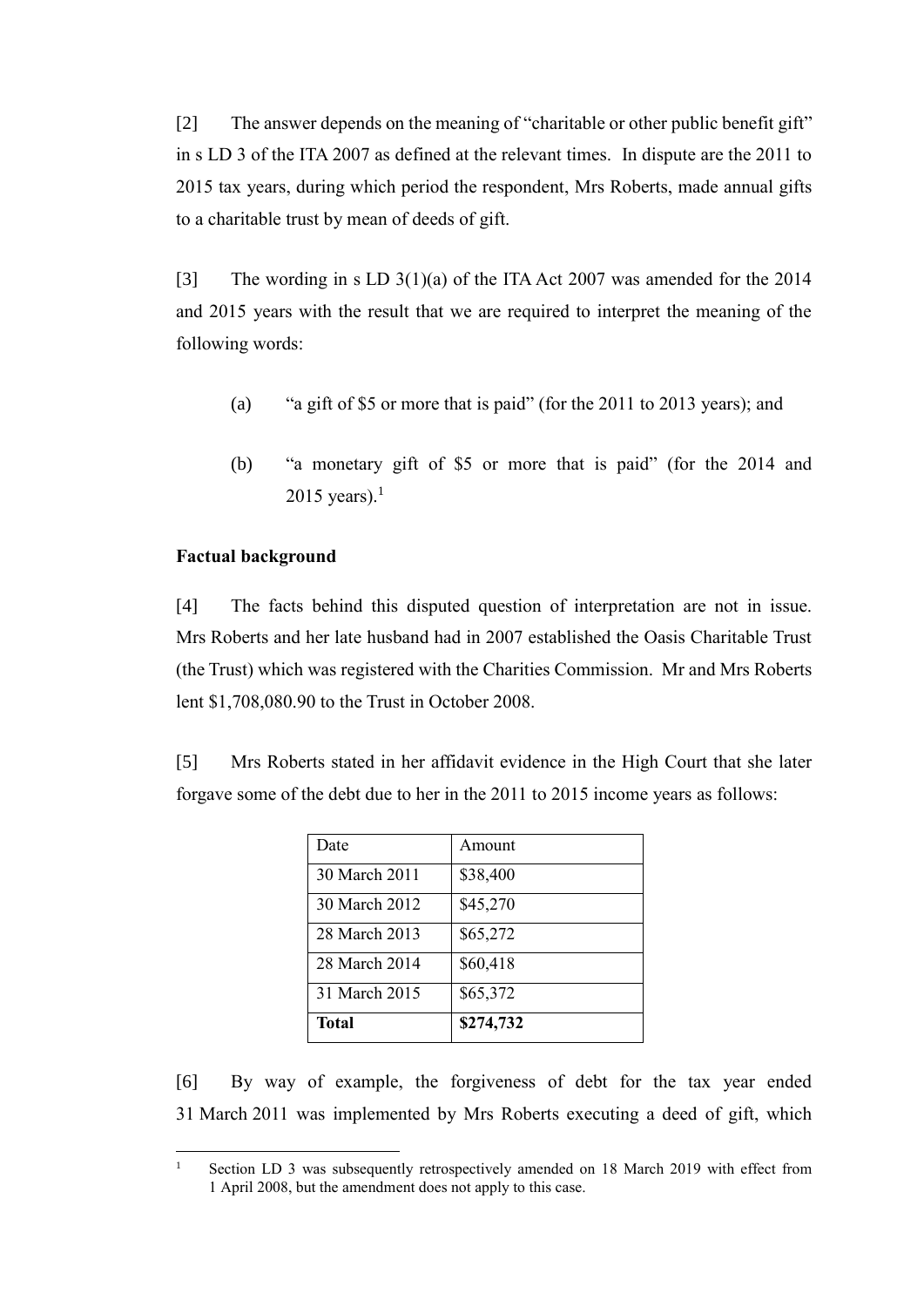[2] The answer depends on the meaning of "charitable or other public benefit gift" in s LD 3 of the ITA 2007 as defined at the relevant times. In dispute are the 2011 to 2015 tax years, during which period the respondent, Mrs Roberts, made annual gifts to a charitable trust by mean of deeds of gift.

[3] The wording in s LD 3(1)(a) of the ITA Act 2007 was amended for the 2014 and 2015 years with the result that we are required to interpret the meaning of the following words:

(a) "a gift of $5 or more that is paid" (for the 2011 to 2013 years); and

(b) "a monetary gift of $5 or more that is paid" (for the 2014 and 2015 years).[1]

**Factual background**

[4] The facts behind this disputed question of interpretation are not in issue. Mrs Roberts and her late husband had in 2007 established the Oasis Charitable Trust (the Trust) which was registered with the Charities Commission. Mr and Mrs Roberts lent $1,708,080.90 to the Trust in October 2008.

[5] Mrs Roberts stated in her affidavit evidence in the High Court that she later forgave some of the debt due to her in the 2011 to 2015 income years as follows:

| Date | Amount |
|---|---|
| 30 March 2011 | $38,400 |
| 30 March 2012 | $45,270 |
| 28 March 2013 | $65,272 |
| 28 March 2014 | $60,418 |
| 31 March 2015 | $65,372 |
| **Total** | **$274,732** |

[6] By way of example, the forgiveness of debt for the tax year ended 31 March 2011 was implemented by Mrs Roberts executing a deed of gift, which

[1] Section LD 3 was subsequently retrospectively amended on 18 March 2019 with effect from 1 April 2008, but the amendment does not apply to this case.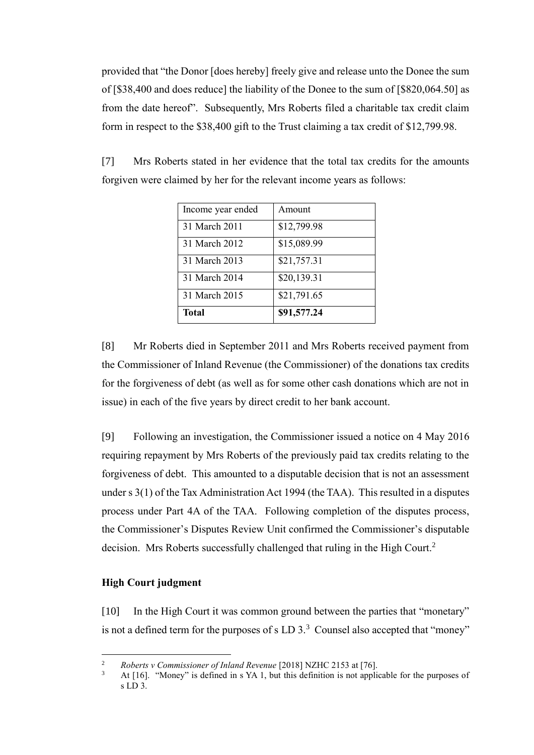provided that "the Donor [does hereby] freely give and release unto the Donee the sum of [$38,400 and does reduce] the liability of the Donee to the sum of [$820,064.50] as from the date hereof". Subsequently, Mrs Roberts filed a charitable tax credit claim form in respect to the $38,400 gift to the Trust claiming a tax credit of $12,799.98.

[7] Mrs Roberts stated in her evidence that the total tax credits for the amounts forgiven were claimed by her for the relevant income years as follows:

| Income year ended | Amount |
|---|---|
| 31 March 2011 | $12,799.98 |
| 31 March 2012 | $15,089.99 |
| 31 March 2013 | $21,757.31 |
| 31 March 2014 | $20,139.31 |
| 31 March 2015 | $21,791.65 |
| **Total** | **$91,577.24** |

[8] Mr Roberts died in September 2011 and Mrs Roberts received payment from the Commissioner of Inland Revenue (the Commissioner) of the donations tax credits for the forgiveness of debt (as well as for some other cash donations which are not in issue) in each of the five years by direct credit to her bank account.

[9] Following an investigation, the Commissioner issued a notice on 4 May 2016 requiring repayment by Mrs Roberts of the previously paid tax credits relating to the forgiveness of debt. This amounted to a disputable decision that is not an assessment under s 3(1) of the Tax Administration Act 1994 (the TAA). This resulted in a disputes process under Part 4A of the TAA. Following completion of the disputes process, the Commissioner's Disputes Review Unit confirmed the Commissioner's disputable decision. Mrs Roberts successfully challenged that ruling in the High Court.[2]

## High Court judgment

[10] In the High Court it was common ground between the parties that "monetary" is not a defined term for the purposes of s LD 3.[3] Counsel also accepted that "money"

[2] *Roberts v Commissioner of Inland Revenue* [2018] NZHC 2153 at [76].

[3] At [16]. "Money" is defined in s YA 1, but this definition is not applicable for the purposes of s LD 3.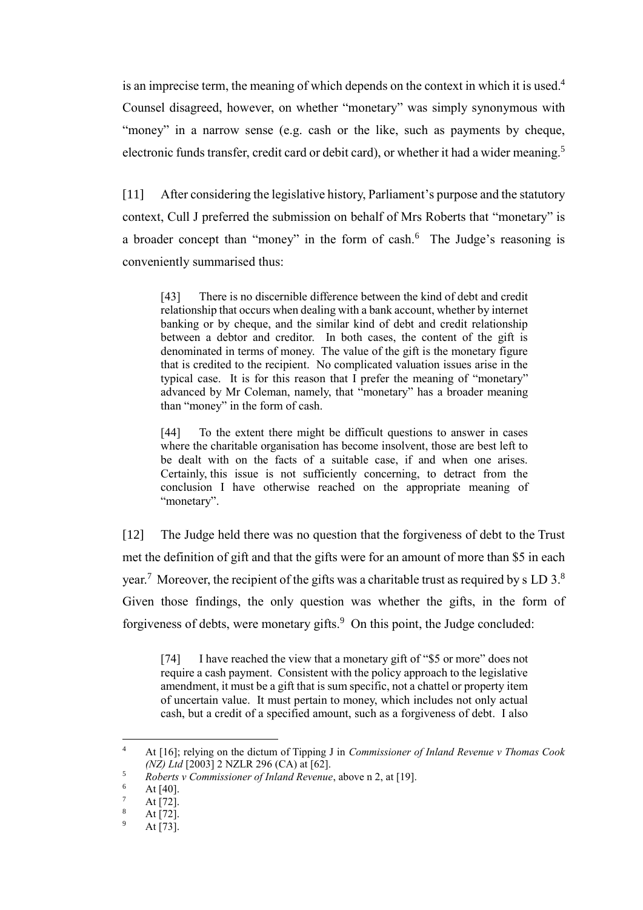is an imprecise term, the meaning of which depends on the context in which it is used.[4] Counsel disagreed, however, on whether "monetary" was simply synonymous with "money" in a narrow sense (e.g. cash or the like, such as payments by cheque, electronic funds transfer, credit card or debit card), or whether it had a wider meaning.[5]

[11] After considering the legislative history, Parliament's purpose and the statutory context, Cull J preferred the submission on behalf of Mrs Roberts that "monetary" is a broader concept than "money" in the form of cash.[6] The Judge's reasoning is conveniently summarised thus:

> [43] There is no discernible difference between the kind of debt and credit relationship that occurs when dealing with a bank account, whether by internet banking or by cheque, and the similar kind of debt and credit relationship between a debtor and creditor. In both cases, the content of the gift is denominated in terms of money. The value of the gift is the monetary figure that is credited to the recipient. No complicated valuation issues arise in the typical case. It is for this reason that I prefer the meaning of "monetary" advanced by Mr Coleman, namely, that "monetary" has a broader meaning than "money" in the form of cash.
>
> [44] To the extent there might be difficult questions to answer in cases where the charitable organisation has become insolvent, those are best left to be dealt with on the facts of a suitable case, if and when one arises. Certainly, this issue is not sufficiently concerning, to detract from the conclusion I have otherwise reached on the appropriate meaning of "monetary".

[12] The Judge held there was no question that the forgiveness of debt to the Trust met the definition of gift and that the gifts were for an amount of more than $5 in each year.[7] Moreover, the recipient of the gifts was a charitable trust as required by s LD 3.[8] Given those findings, the only question was whether the gifts, in the form of forgiveness of debts, were monetary gifts.[9] On this point, the Judge concluded:

> [74] I have reached the view that a monetary gift of "$5 or more" does not require a cash payment. Consistent with the policy approach to the legislative amendment, it must be a gift that is sum specific, not a chattel or property item of uncertain value. It must pertain to money, which includes not only actual cash, but a credit of a specified amount, such as a forgiveness of debt. I also

---

[4] At [16]; relying on the dictum of Tipping J in *Commissioner of Inland Revenue v Thomas Cook (NZ) Ltd* [2003] 2 NZLR 296 (CA) at [62].

[5] *Roberts v Commissioner of Inland Revenue*, above n 2, at [19].

[6] At [40].

[7] At [72].

[8] At [72].

[9] At [73].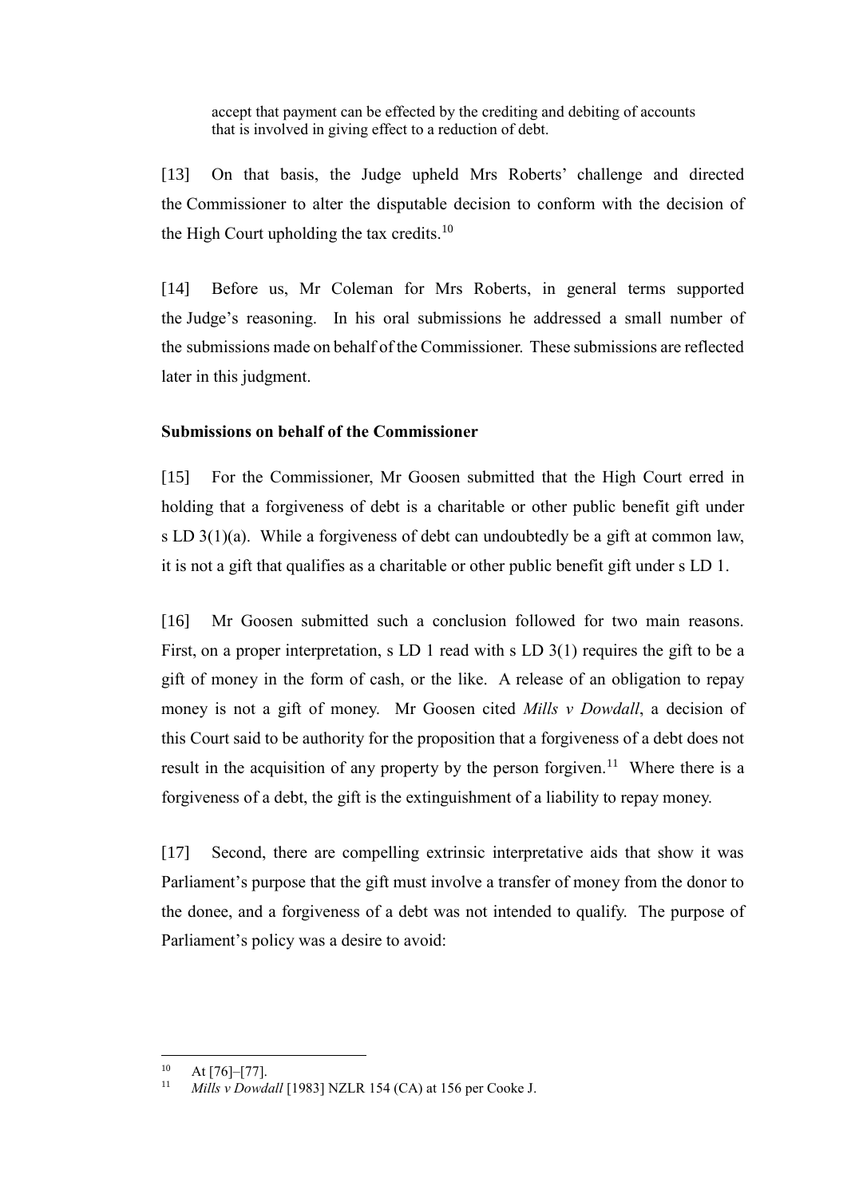> accept that payment can be effected by the crediting and debiting of accounts that is involved in giving effect to a reduction of debt.

[13] On that basis, the Judge upheld Mrs Roberts' challenge and directed the Commissioner to alter the disputable decision to conform with the decision of the High Court upholding the tax credits.[10]

[14] Before us, Mr Coleman for Mrs Roberts, in general terms supported the Judge's reasoning. In his oral submissions he addressed a small number of the submissions made on behalf of the Commissioner. These submissions are reflected later in this judgment.

**Submissions on behalf of the Commissioner**

[15] For the Commissioner, Mr Goosen submitted that the High Court erred in holding that a forgiveness of debt is a charitable or other public benefit gift under s LD 3(1)(a). While a forgiveness of debt can undoubtedly be a gift at common law, it is not a gift that qualifies as a charitable or other public benefit gift under s LD 1.

[16] Mr Goosen submitted such a conclusion followed for two main reasons. First, on a proper interpretation, s LD 1 read with s LD 3(1) requires the gift to be a gift of money in the form of cash, or the like. A release of an obligation to repay money is not a gift of money. Mr Goosen cited *Mills v Dowdall*, a decision of this Court said to be authority for the proposition that a forgiveness of a debt does not result in the acquisition of any property by the person forgiven.[11] Where there is a forgiveness of a debt, the gift is the extinguishment of a liability to repay money.

[17] Second, there are compelling extrinsic interpretative aids that show it was Parliament's purpose that the gift must involve a transfer of money from the donor to the donee, and a forgiveness of a debt was not intended to qualify. The purpose of Parliament's policy was a desire to avoid:

---

[10] At [76]–[77].

[11] *Mills v Dowdall* [1983] NZLR 154 (CA) at 156 per Cooke J.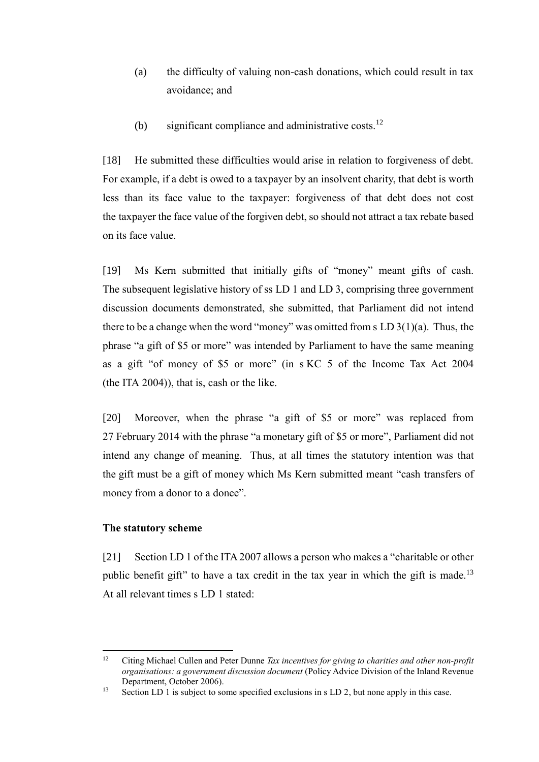(a) the difficulty of valuing non-cash donations, which could result in tax avoidance; and

(b) significant compliance and administrative costs.[12]

[18] He submitted these difficulties would arise in relation to forgiveness of debt. For example, if a debt is owed to a taxpayer by an insolvent charity, that debt is worth less than its face value to the taxpayer: forgiveness of that debt does not cost the taxpayer the face value of the forgiven debt, so should not attract a tax rebate based on its face value.

[19] Ms Kern submitted that initially gifts of "money" meant gifts of cash. The subsequent legislative history of ss LD 1 and LD 3, comprising three government discussion documents demonstrated, she submitted, that Parliament did not intend there to be a change when the word "money" was omitted from s LD 3(1)(a). Thus, the phrase "a gift of $5 or more" was intended by Parliament to have the same meaning as a gift "of money of $5 or more" (in s KC 5 of the Income Tax Act 2004 (the ITA 2004)), that is, cash or the like.

[20] Moreover, when the phrase "a gift of $5 or more" was replaced from 27 February 2014 with the phrase "a monetary gift of $5 or more", Parliament did not intend any change of meaning. Thus, at all times the statutory intention was that the gift must be a gift of money which Ms Kern submitted meant "cash transfers of money from a donor to a donee".

**The statutory scheme**

[21] Section LD 1 of the ITA 2007 allows a person who makes a "charitable or other public benefit gift" to have a tax credit in the tax year in which the gift is made.[13] At all relevant times s LD 1 stated:

---

[12] Citing Michael Cullen and Peter Dunne *Tax incentives for giving to charities and other non-profit organisations: a government discussion document* (Policy Advice Division of the Inland Revenue Department, October 2006).

[13] Section LD 1 is subject to some specified exclusions in s LD 2, but none apply in this case.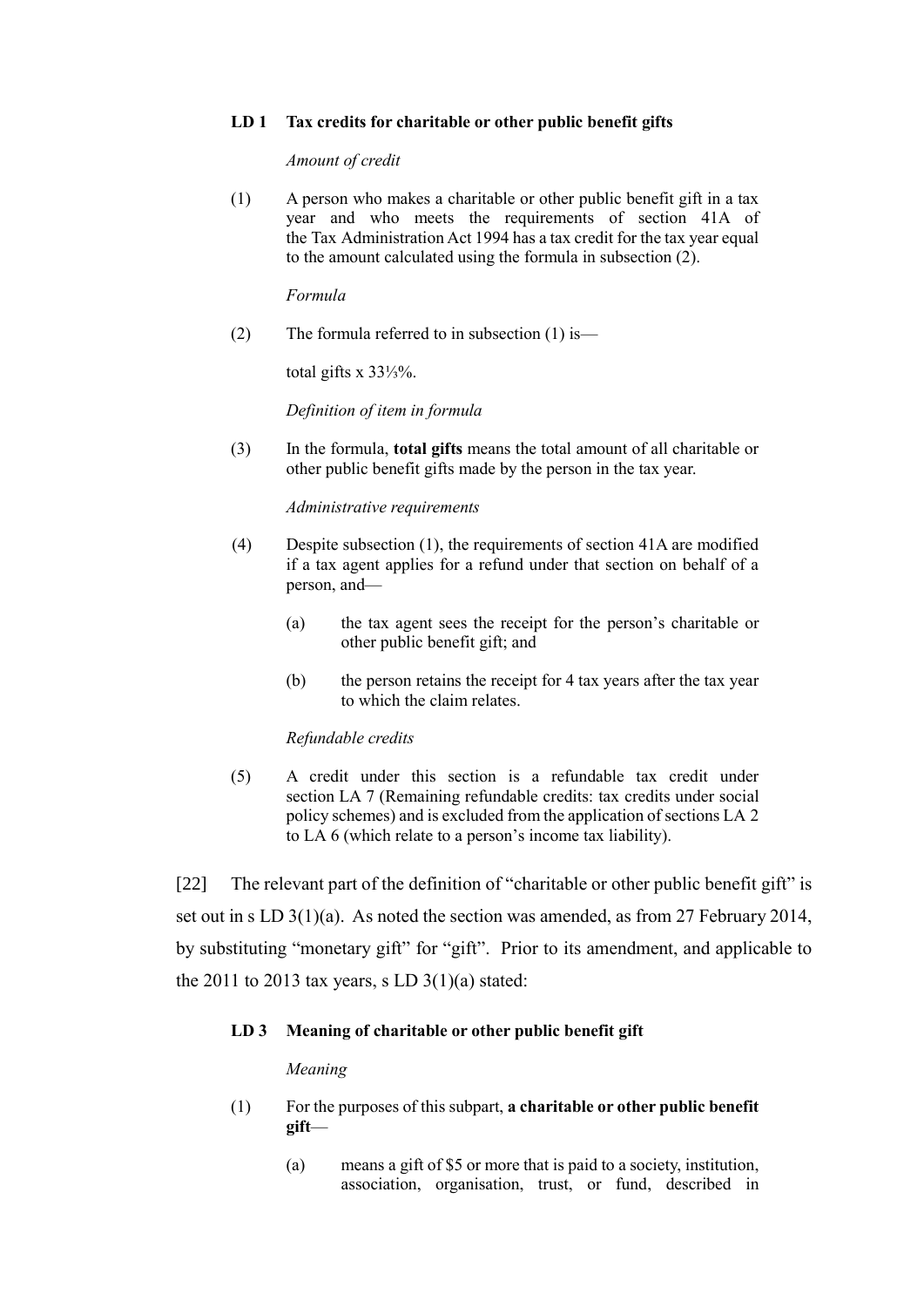**LD 1 Tax credits for charitable or other public benefit gifts**

*Amount of credit*

(1) A person who makes a charitable or other public benefit gift in a tax year and who meets the requirements of section 41A of the Tax Administration Act 1994 has a tax credit for the tax year equal to the amount calculated using the formula in subsection (2).

*Formula*

(2) The formula referred to in subsection (1) is—

total gifts x 33⅓%.

*Definition of item in formula*

(3) In the formula, **total gifts** means the total amount of all charitable or other public benefit gifts made by the person in the tax year.

*Administrative requirements*

(4) Despite subsection (1), the requirements of section 41A are modified if a tax agent applies for a refund under that section on behalf of a person, and—

(a) the tax agent sees the receipt for the person's charitable or other public benefit gift; and

(b) the person retains the receipt for 4 tax years after the tax year to which the claim relates.

*Refundable credits*

(5) A credit under this section is a refundable tax credit under section LA 7 (Remaining refundable credits: tax credits under social policy schemes) and is excluded from the application of sections LA 2 to LA 6 (which relate to a person's income tax liability).

[22] The relevant part of the definition of "charitable or other public benefit gift" is set out in s LD 3(1)(a). As noted the section was amended, as from 27 February 2014, by substituting "monetary gift" for "gift". Prior to its amendment, and applicable to the 2011 to 2013 tax years, s LD 3(1)(a) stated:

**LD 3 Meaning of charitable or other public benefit gift**

*Meaning*

(1) For the purposes of this subpart, **a charitable or other public benefit gift**—

(a) means a gift of $5 or more that is paid to a society, institution, association, organisation, trust, or fund, described in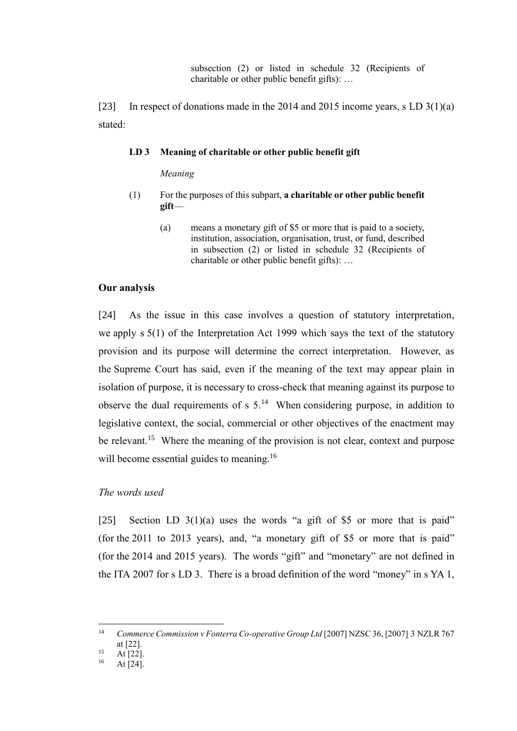> subsection (2) or listed in schedule 32 (Recipients of charitable or other public benefit gifts): …

[23] In respect of donations made in the 2014 and 2015 income years, s LD 3(1)(a) stated:

> **LD 3 Meaning of charitable or other public benefit gift**
>
> *Meaning*
>
> (1) For the purposes of this subpart, **a charitable or other public benefit gift**—
>
> (a) means a monetary gift of $5 or more that is paid to a society, institution, association, organisation, trust, or fund, described in subsection (2) or listed in schedule 32 (Recipients of charitable or other public benefit gifts): …

### Our analysis

[24] As the issue in this case involves a question of statutory interpretation, we apply s 5(1) of the Interpretation Act 1999 which says the text of the statutory provision and its purpose will determine the correct interpretation. However, as the Supreme Court has said, even if the meaning of the text may appear plain in isolation of purpose, it is necessary to cross-check that meaning against its purpose to observe the dual requirements of s 5.[14] When considering purpose, in addition to legislative context, the social, commercial or other objectives of the enactment may be relevant.[15] Where the meaning of the provision is not clear, context and purpose will become essential guides to meaning.[16]

#### *The words used*

[25] Section LD 3(1)(a) uses the words "a gift of $5 or more that is paid" (for the 2011 to 2013 years), and, "a monetary gift of $5 or more that is paid" (for the 2014 and 2015 years). The words "gift" and "monetary" are not defined in the ITA 2007 for s LD 3. There is a broad definition of the word "money" in s YA 1,

---

[14] *Commerce Commission v Fonterra Co-operative Group Ltd* [2007] NZSC 36, [2007] 3 NZLR 767 at [22].

[15] At [22].

[16] At [24].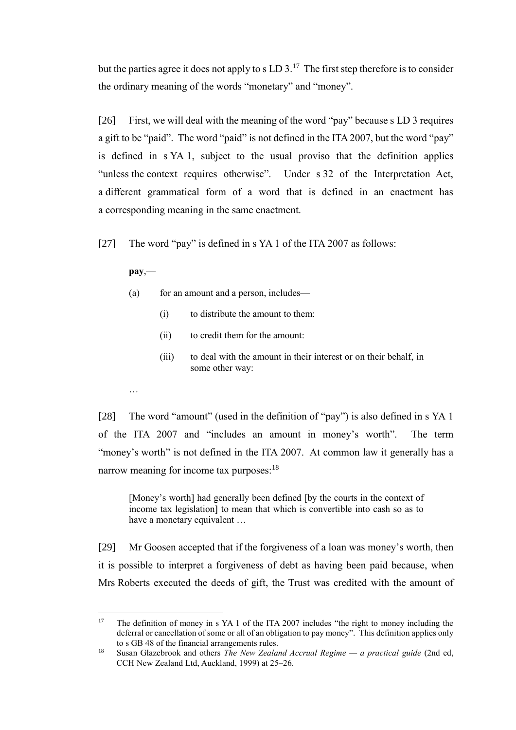but the parties agree it does not apply to s LD 3.[17] The first step therefore is to consider the ordinary meaning of the words "monetary" and "money".

[26] First, we will deal with the meaning of the word "pay" because s LD 3 requires a gift to be "paid". The word "paid" is not defined in the ITA 2007, but the word "pay" is defined in s YA 1, subject to the usual proviso that the definition applies "unless the context requires otherwise". Under s 32 of the Interpretation Act, a different grammatical form of a word that is defined in an enactment has a corresponding meaning in the same enactment.

[27] The word "pay" is defined in s YA 1 of the ITA 2007 as follows:

> **pay**,—
>
> (a) for an amount and a person, includes—
>
> (i) to distribute the amount to them:
>
> (ii) to credit them for the amount:
>
> (iii) to deal with the amount in their interest or on their behalf, in some other way:
>
> …

[28] The word "amount" (used in the definition of "pay") is also defined in s YA 1 of the ITA 2007 and "includes an amount in money's worth". The term "money's worth" is not defined in the ITA 2007. At common law it generally has a narrow meaning for income tax purposes:[18]

> [Money's worth] had generally been defined [by the courts in the context of income tax legislation] to mean that which is convertible into cash so as to have a monetary equivalent …

[29] Mr Goosen accepted that if the forgiveness of a loan was money's worth, then it is possible to interpret a forgiveness of debt as having been paid because, when Mrs Roberts executed the deeds of gift, the Trust was credited with the amount of

---

[17] The definition of money in s YA 1 of the ITA 2007 includes "the right to money including the deferral or cancellation of some or all of an obligation to pay money". This definition applies only to s GB 48 of the financial arrangements rules.

[18] Susan Glazebrook and others *The New Zealand Accrual Regime — a practical guide* (2nd ed, CCH New Zealand Ltd, Auckland, 1999) at 25–26.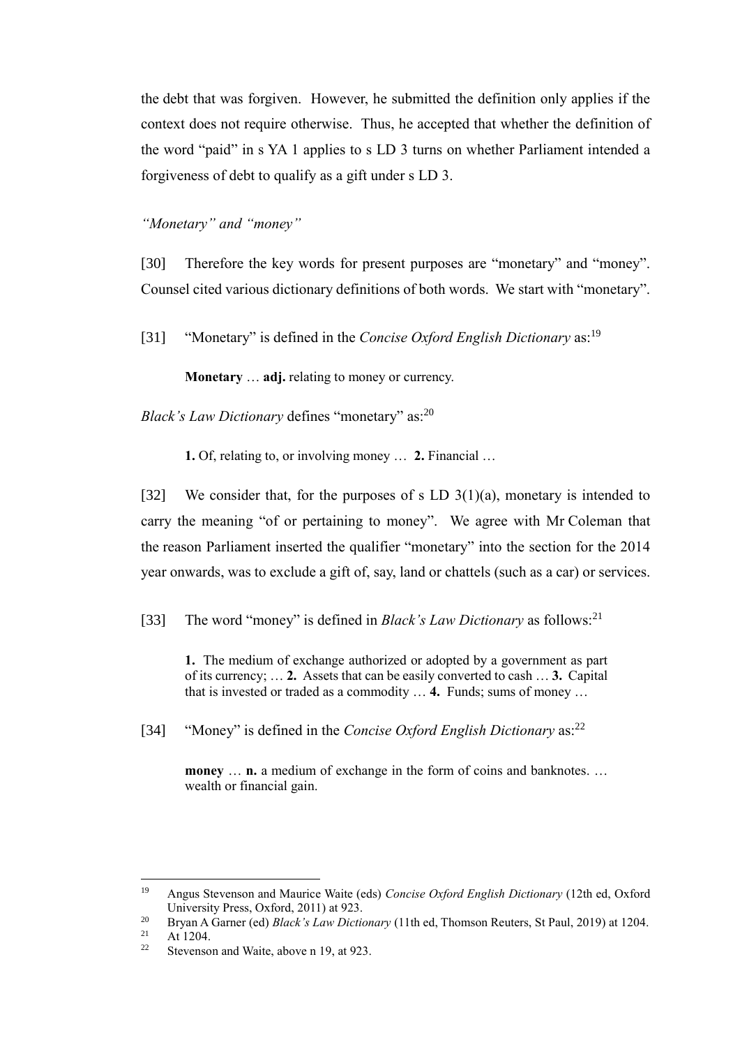the debt that was forgiven. However, he submitted the definition only applies if the context does not require otherwise. Thus, he accepted that whether the definition of the word "paid" in s YA 1 applies to s LD 3 turns on whether Parliament intended a forgiveness of debt to qualify as a gift under s LD 3.

### *"Monetary" and "money"*

[30] Therefore the key words for present purposes are "monetary" and "money". Counsel cited various dictionary definitions of both words. We start with "monetary".

[31] "Monetary" is defined in the *Concise Oxford English Dictionary* as:[19]

> **Monetary** … **adj.** relating to money or currency.

*Black's Law Dictionary* defines "monetary" as:[20]

> **1.** Of, relating to, or involving money … **2.** Financial …

[32] We consider that, for the purposes of s LD 3(1)(a), monetary is intended to carry the meaning "of or pertaining to money". We agree with Mr Coleman that the reason Parliament inserted the qualifier "monetary" into the section for the 2014 year onwards, was to exclude a gift of, say, land or chattels (such as a car) or services.

[33] The word "money" is defined in *Black's Law Dictionary* as follows:[21]

> **1.** The medium of exchange authorized or adopted by a government as part of its currency; … **2.** Assets that can be easily converted to cash … **3.** Capital that is invested or traded as a commodity … **4.** Funds; sums of money …

[34] "Money" is defined in the *Concise Oxford English Dictionary* as:[22]

> **money** … **n.** a medium of exchange in the form of coins and banknotes. … wealth or financial gain.

---

[19] Angus Stevenson and Maurice Waite (eds) *Concise Oxford English Dictionary* (12th ed, Oxford University Press, Oxford, 2011) at 923.

[20] Bryan A Garner (ed) *Black's Law Dictionary* (11th ed, Thomson Reuters, St Paul, 2019) at 1204.

[21] At 1204.

[22] Stevenson and Waite, above n 19, at 923.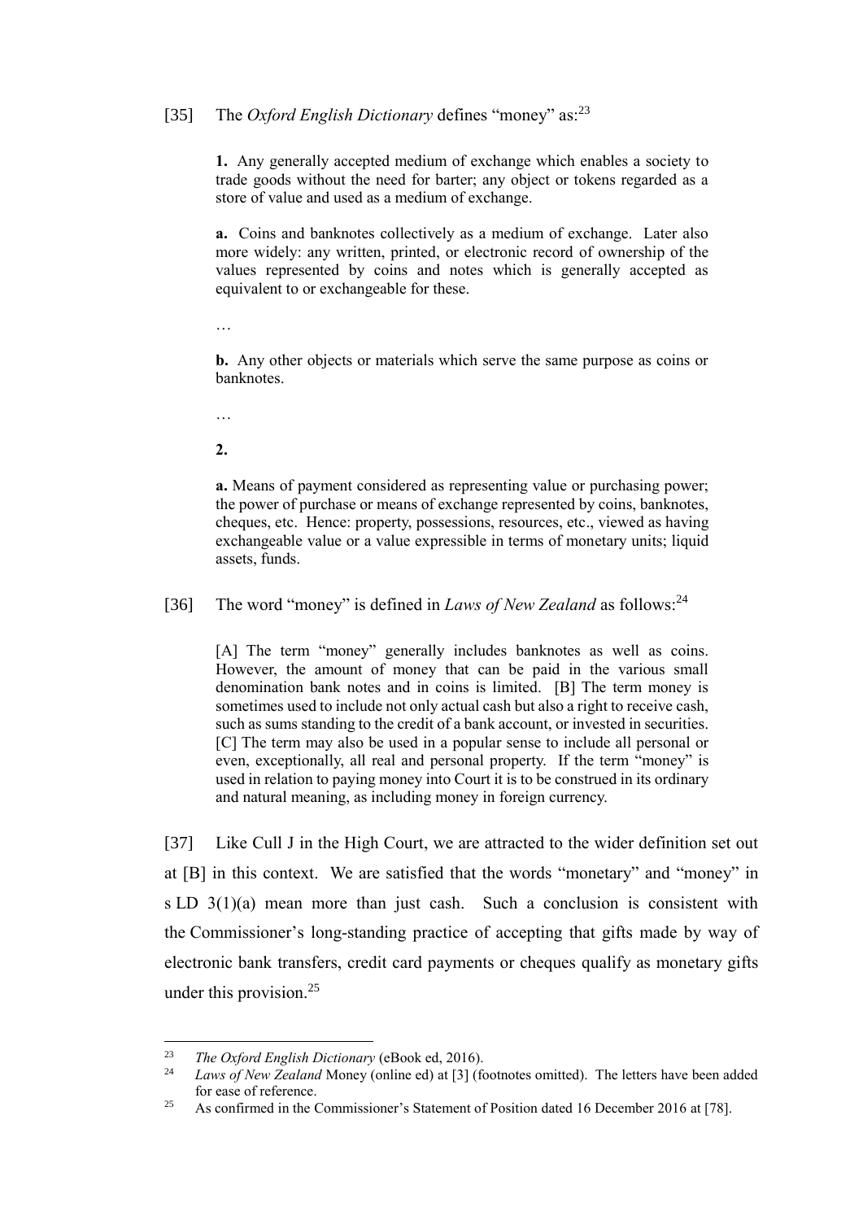[35] The *Oxford English Dictionary* defines "money" as:[23]

> **1.** Any generally accepted medium of exchange which enables a society to trade goods without the need for barter; any object or tokens regarded as a store of value and used as a medium of exchange.
>
> **a.** Coins and banknotes collectively as a medium of exchange. Later also more widely: any written, printed, or electronic record of ownership of the values represented by coins and notes which is generally accepted as equivalent to or exchangeable for these.
>
> …
>
> **b.** Any other objects or materials which serve the same purpose as coins or banknotes.
>
> …
>
> **2.**
>
> **a.** Means of payment considered as representing value or purchasing power; the power of purchase or means of exchange represented by coins, banknotes, cheques, etc. Hence: property, possessions, resources, etc., viewed as having exchangeable value or a value expressible in terms of monetary units; liquid assets, funds.

[36] The word "money" is defined in *Laws of New Zealand* as follows:[24]

> [A] The term "money" generally includes banknotes as well as coins. However, the amount of money that can be paid in the various small denomination bank notes and in coins is limited. [B] The term money is sometimes used to include not only actual cash but also a right to receive cash, such as sums standing to the credit of a bank account, or invested in securities. [C] The term may also be used in a popular sense to include all personal or even, exceptionally, all real and personal property. If the term "money" is used in relation to paying money into Court it is to be construed in its ordinary and natural meaning, as including money in foreign currency.

[37] Like Cull J in the High Court, we are attracted to the wider definition set out at [B] in this context. We are satisfied that the words "monetary" and "money" in s LD 3(1)(a) mean more than just cash. Such a conclusion is consistent with the Commissioner's long-standing practice of accepting that gifts made by way of electronic bank transfers, credit card payments or cheques qualify as monetary gifts under this provision.[25]

---

[23] *The Oxford English Dictionary* (eBook ed, 2016).

[24] *Laws of New Zealand* Money (online ed) at [3] (footnotes omitted). The letters have been added for ease of reference.

[25] As confirmed in the Commissioner's Statement of Position dated 16 December 2016 at [78].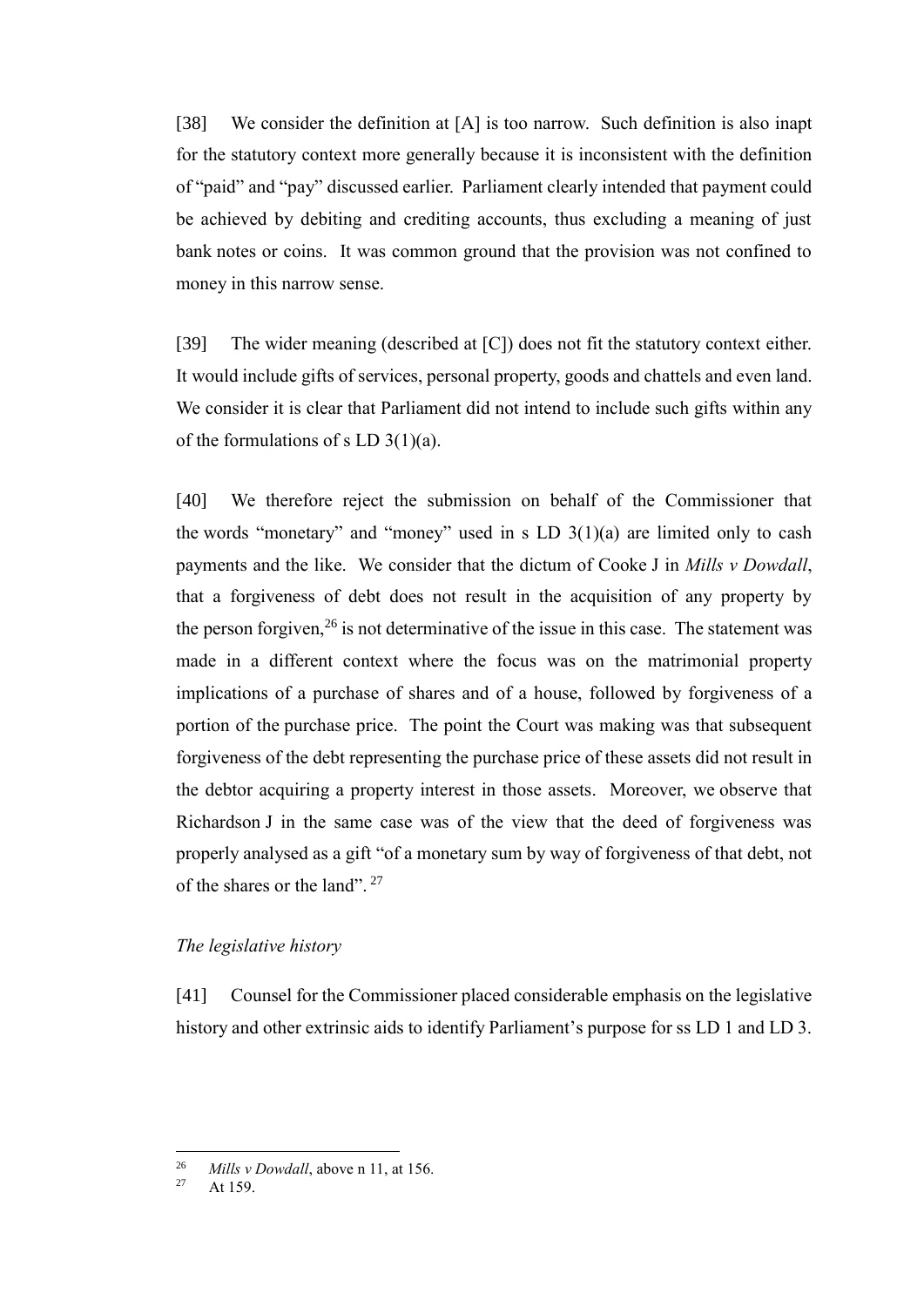[38] We consider the definition at [A] is too narrow. Such definition is also inapt for the statutory context more generally because it is inconsistent with the definition of "paid" and "pay" discussed earlier. Parliament clearly intended that payment could be achieved by debiting and crediting accounts, thus excluding a meaning of just bank notes or coins. It was common ground that the provision was not confined to money in this narrow sense.

[39] The wider meaning (described at [C]) does not fit the statutory context either. It would include gifts of services, personal property, goods and chattels and even land. We consider it is clear that Parliament did not intend to include such gifts within any of the formulations of s LD 3(1)(a).

[40] We therefore reject the submission on behalf of the Commissioner that the words "monetary" and "money" used in s LD 3(1)(a) are limited only to cash payments and the like. We consider that the dictum of Cooke J in *Mills v Dowdall*, that a forgiveness of debt does not result in the acquisition of any property by the person forgiven,[26] is not determinative of the issue in this case. The statement was made in a different context where the focus was on the matrimonial property implications of a purchase of shares and of a house, followed by forgiveness of a portion of the purchase price. The point the Court was making was that subsequent forgiveness of the debt representing the purchase price of these assets did not result in the debtor acquiring a property interest in those assets. Moreover, we observe that Richardson J in the same case was of the view that the deed of forgiveness was properly analysed as a gift "of a monetary sum by way of forgiveness of that debt, not of the shares or the land".[27]

*The legislative history*

[41] Counsel for the Commissioner placed considerable emphasis on the legislative history and other extrinsic aids to identify Parliament's purpose for ss LD 1 and LD 3.

---

[26] *Mills v Dowdall*, above n 11, at 156.

[27] At 159.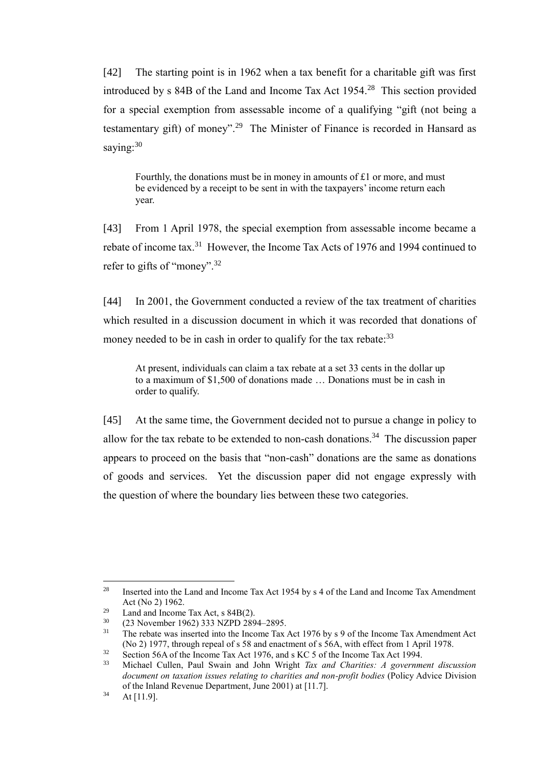[42] The starting point is in 1962 when a tax benefit for a charitable gift was first introduced by s 84B of the Land and Income Tax Act 1954.[28] This section provided for a special exemption from assessable income of a qualifying "gift (not being a testamentary gift) of money".[29] The Minister of Finance is recorded in Hansard as saying:[30]

> Fourthly, the donations must be in money in amounts of £1 or more, and must be evidenced by a receipt to be sent in with the taxpayers' income return each year.

[43] From 1 April 1978, the special exemption from assessable income became a rebate of income tax.[31] However, the Income Tax Acts of 1976 and 1994 continued to refer to gifts of "money".[32]

[44] In 2001, the Government conducted a review of the tax treatment of charities which resulted in a discussion document in which it was recorded that donations of money needed to be in cash in order to qualify for the tax rebate:[33]

> At present, individuals can claim a tax rebate at a set 33 cents in the dollar up to a maximum of $1,500 of donations made … Donations must be in cash in order to qualify.

[45] At the same time, the Government decided not to pursue a change in policy to allow for the tax rebate to be extended to non-cash donations.[34] The discussion paper appears to proceed on the basis that "non-cash" donations are the same as donations of goods and services. Yet the discussion paper did not engage expressly with the question of where the boundary lies between these two categories.

---

[28] Inserted into the Land and Income Tax Act 1954 by s 4 of the Land and Income Tax Amendment Act (No 2) 1962.

[29] Land and Income Tax Act, s 84B(2).

[30] (23 November 1962) 333 NZPD 2894–2895.

[31] The rebate was inserted into the Income Tax Act 1976 by s 9 of the Income Tax Amendment Act (No 2) 1977, through repeal of s 58 and enactment of s 56A, with effect from 1 April 1978.

[32] Section 56A of the Income Tax Act 1976, and s KC 5 of the Income Tax Act 1994.

[33] Michael Cullen, Paul Swain and John Wright *Tax and Charities: A government discussion document on taxation issues relating to charities and non-profit bodies* (Policy Advice Division of the Inland Revenue Department, June 2001) at [11.7].

[34] At [11.9].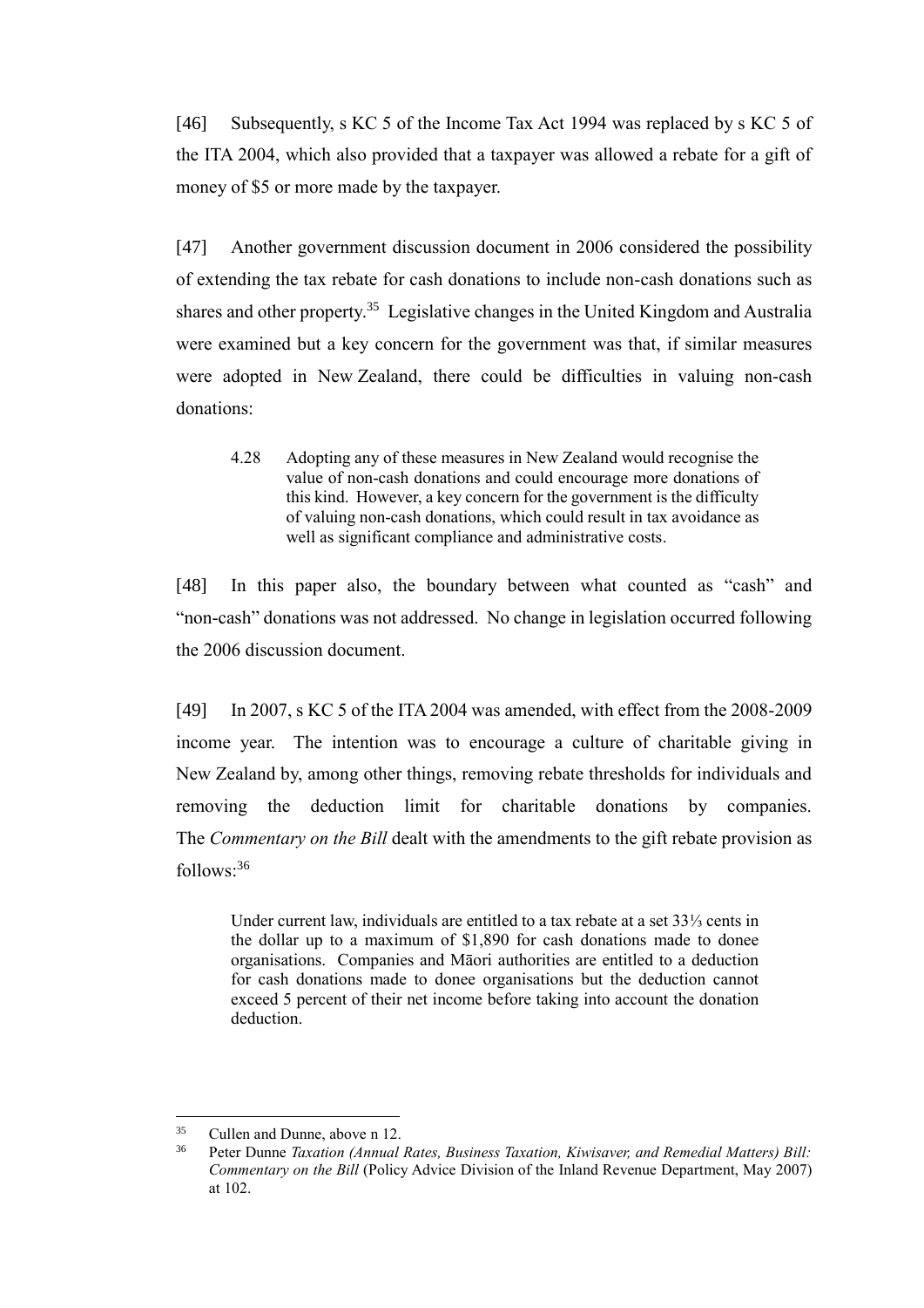[46] Subsequently, s KC 5 of the Income Tax Act 1994 was replaced by s KC 5 of the ITA 2004, which also provided that a taxpayer was allowed a rebate for a gift of money of $5 or more made by the taxpayer.

[47] Another government discussion document in 2006 considered the possibility of extending the tax rebate for cash donations to include non-cash donations such as shares and other property.[35] Legislative changes in the United Kingdom and Australia were examined but a key concern for the government was that, if similar measures were adopted in New Zealand, there could be difficulties in valuing non-cash donations:

> 4.28 Adopting any of these measures in New Zealand would recognise the value of non-cash donations and could encourage more donations of this kind. However, a key concern for the government is the difficulty of valuing non-cash donations, which could result in tax avoidance as well as significant compliance and administrative costs.

[48] In this paper also, the boundary between what counted as "cash" and "non-cash" donations was not addressed. No change in legislation occurred following the 2006 discussion document.

[49] In 2007, s KC 5 of the ITA 2004 was amended, with effect from the 2008-2009 income year. The intention was to encourage a culture of charitable giving in New Zealand by, among other things, removing rebate thresholds for individuals and removing the deduction limit for charitable donations by companies. The *Commentary on the Bill* dealt with the amendments to the gift rebate provision as follows:[36]

> Under current law, individuals are entitled to a tax rebate at a set 33⅓ cents in the dollar up to a maximum of $1,890 for cash donations made to donee organisations. Companies and Māori authorities are entitled to a deduction for cash donations made to donee organisations but the deduction cannot exceed 5 percent of their net income before taking into account the donation deduction.

---

[35] Cullen and Dunne, above n 12.

[36] Peter Dunne *Taxation (Annual Rates, Business Taxation, Kiwisaver, and Remedial Matters) Bill: Commentary on the Bill* (Policy Advice Division of the Inland Revenue Department, May 2007) at 102.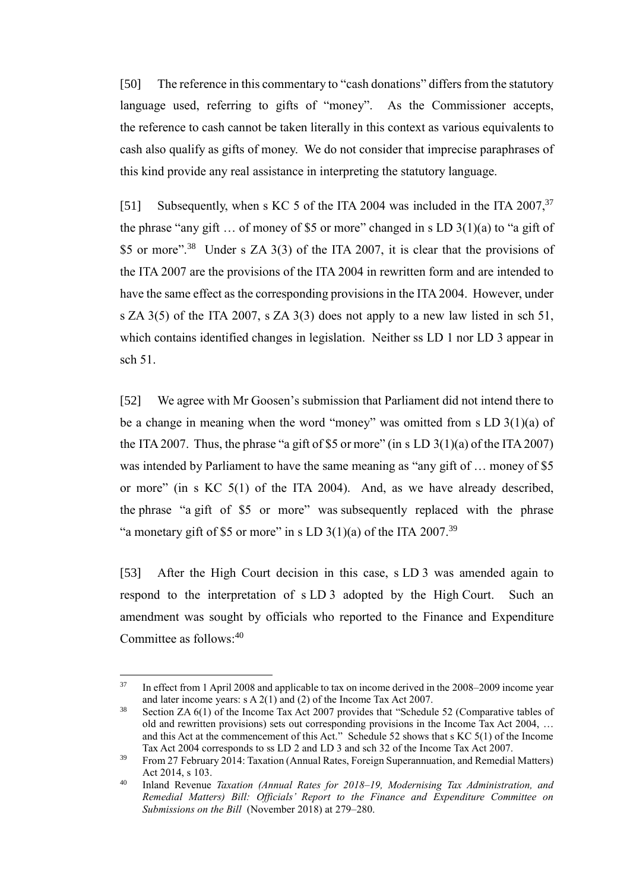[50] The reference in this commentary to "cash donations" differs from the statutory language used, referring to gifts of "money". As the Commissioner accepts, the reference to cash cannot be taken literally in this context as various equivalents to cash also qualify as gifts of money. We do not consider that imprecise paraphrases of this kind provide any real assistance in interpreting the statutory language.

[51] Subsequently, when s KC 5 of the ITA 2004 was included in the ITA 2007,[37] the phrase "any gift … of money of $5 or more" changed in s LD 3(1)(a) to "a gift of $5 or more".[38] Under s ZA 3(3) of the ITA 2007, it is clear that the provisions of the ITA 2007 are the provisions of the ITA 2004 in rewritten form and are intended to have the same effect as the corresponding provisions in the ITA 2004. However, under s ZA 3(5) of the ITA 2007, s ZA 3(3) does not apply to a new law listed in sch 51, which contains identified changes in legislation. Neither ss LD 1 nor LD 3 appear in sch 51.

[52] We agree with Mr Goosen's submission that Parliament did not intend there to be a change in meaning when the word "money" was omitted from s LD 3(1)(a) of the ITA 2007. Thus, the phrase "a gift of $5 or more" (in s LD 3(1)(a) of the ITA 2007) was intended by Parliament to have the same meaning as "any gift of … money of $5 or more" (in s KC 5(1) of the ITA 2004). And, as we have already described, the phrase "a gift of $5 or more" was subsequently replaced with the phrase "a monetary gift of $5 or more" in s LD 3(1)(a) of the ITA 2007.[39]

[53] After the High Court decision in this case, s LD 3 was amended again to respond to the interpretation of s LD 3 adopted by the High Court. Such an amendment was sought by officials who reported to the Finance and Expenditure Committee as follows:[40]

---

[37] In effect from 1 April 2008 and applicable to tax on income derived in the 2008–2009 income year and later income years: s A 2(1) and (2) of the Income Tax Act 2007.

[38] Section ZA 6(1) of the Income Tax Act 2007 provides that "Schedule 52 (Comparative tables of old and rewritten provisions) sets out corresponding provisions in the Income Tax Act 2004, … and this Act at the commencement of this Act." Schedule 52 shows that s KC 5(1) of the Income Tax Act 2004 corresponds to ss LD 2 and LD 3 and sch 32 of the Income Tax Act 2007.

[39] From 27 February 2014: Taxation (Annual Rates, Foreign Superannuation, and Remedial Matters) Act 2014, s 103.

[40] Inland Revenue *Taxation (Annual Rates for 2018–19, Modernising Tax Administration, and Remedial Matters) Bill: Officials' Report to the Finance and Expenditure Committee on Submissions on the Bill* (November 2018) at 279–280.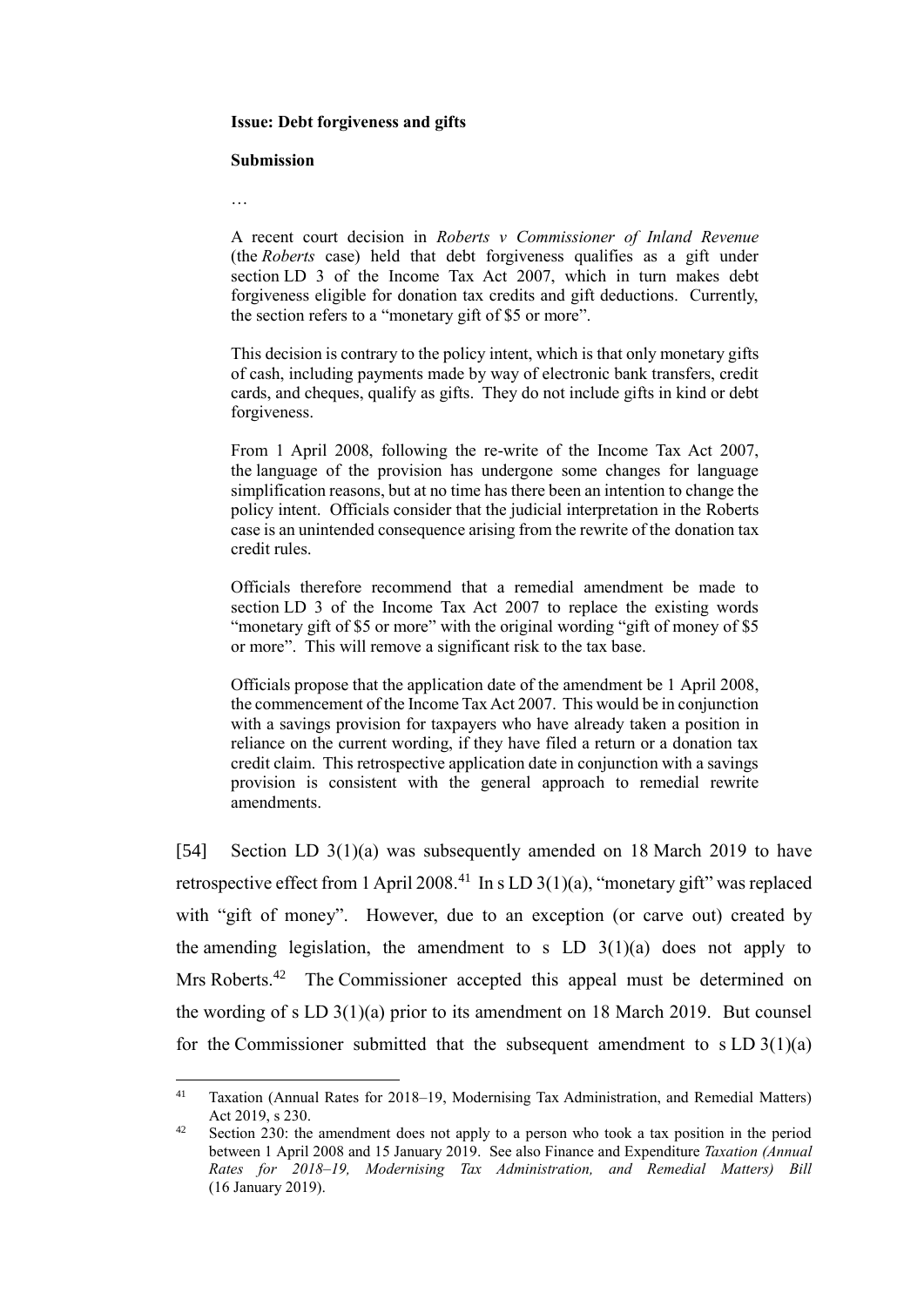**Issue: Debt forgiveness and gifts**

**Submission**

…

A recent court decision in *Roberts v Commissioner of Inland Revenue* (the *Roberts* case) held that debt forgiveness qualifies as a gift under section LD 3 of the Income Tax Act 2007, which in turn makes debt forgiveness eligible for donation tax credits and gift deductions. Currently, the section refers to a "monetary gift of $5 or more".

This decision is contrary to the policy intent, which is that only monetary gifts of cash, including payments made by way of electronic bank transfers, credit cards, and cheques, qualify as gifts. They do not include gifts in kind or debt forgiveness.

From 1 April 2008, following the re-write of the Income Tax Act 2007, the language of the provision has undergone some changes for language simplification reasons, but at no time has there been an intention to change the policy intent. Officials consider that the judicial interpretation in the Roberts case is an unintended consequence arising from the rewrite of the donation tax credit rules.

Officials therefore recommend that a remedial amendment be made to section LD 3 of the Income Tax Act 2007 to replace the existing words "monetary gift of $5 or more" with the original wording "gift of money of $5 or more". This will remove a significant risk to the tax base.

Officials propose that the application date of the amendment be 1 April 2008, the commencement of the Income Tax Act 2007. This would be in conjunction with a savings provision for taxpayers who have already taken a position in reliance on the current wording, if they have filed a return or a donation tax credit claim. This retrospective application date in conjunction with a savings provision is consistent with the general approach to remedial rewrite amendments.

[54] Section LD 3(1)(a) was subsequently amended on 18 March 2019 to have retrospective effect from 1 April 2008.[41] In s LD 3(1)(a), "monetary gift" was replaced with "gift of money". However, due to an exception (or carve out) created by the amending legislation, the amendment to s LD 3(1)(a) does not apply to Mrs Roberts.[42] The Commissioner accepted this appeal must be determined on the wording of s LD 3(1)(a) prior to its amendment on 18 March 2019. But counsel for the Commissioner submitted that the subsequent amendment to s LD 3(1)(a)

---

[41] Taxation (Annual Rates for 2018–19, Modernising Tax Administration, and Remedial Matters) Act 2019, s 230.

[42] Section 230: the amendment does not apply to a person who took a tax position in the period between 1 April 2008 and 15 January 2019. See also Finance and Expenditure *Taxation (Annual Rates for 2018–19, Modernising Tax Administration, and Remedial Matters) Bill* (16 January 2019).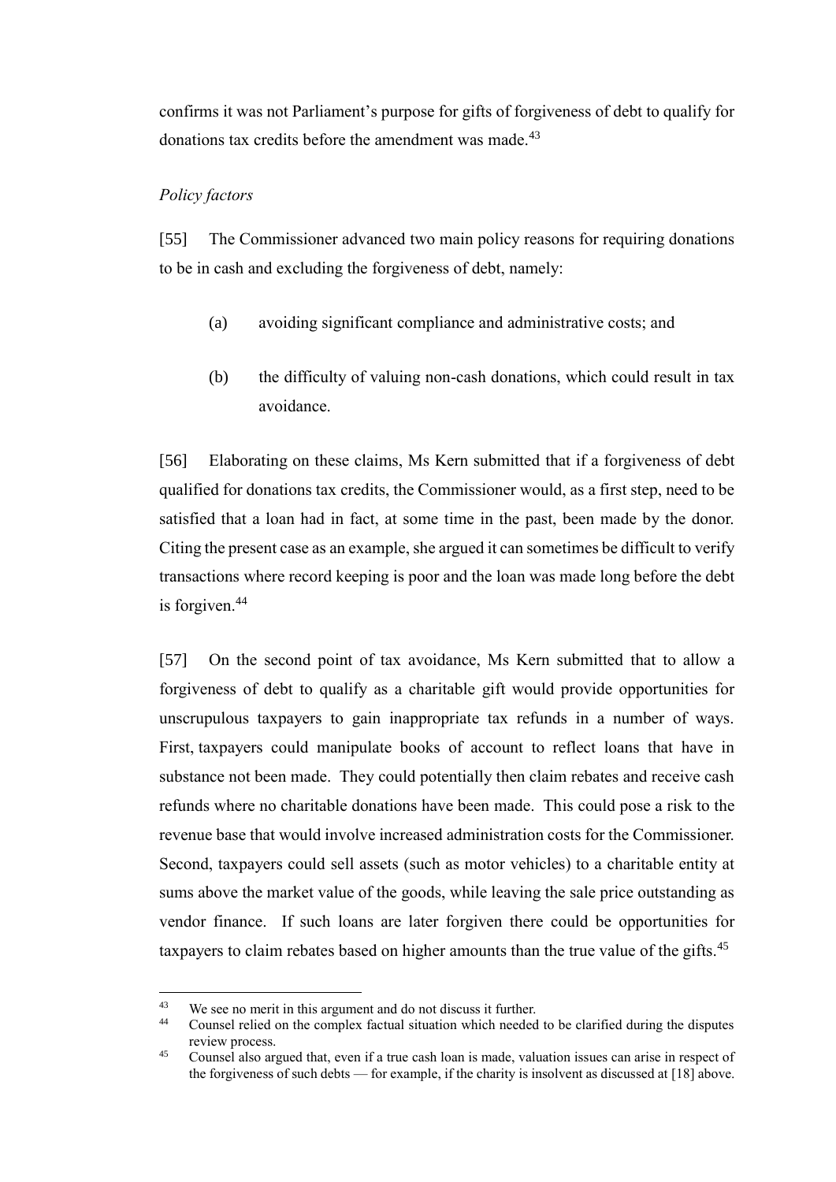confirms it was not Parliament's purpose for gifts of forgiveness of debt to qualify for donations tax credits before the amendment was made.[43]

*Policy factors*

[55] The Commissioner advanced two main policy reasons for requiring donations to be in cash and excluding the forgiveness of debt, namely:

(a) avoiding significant compliance and administrative costs; and

(b) the difficulty of valuing non-cash donations, which could result in tax avoidance.

[56] Elaborating on these claims, Ms Kern submitted that if a forgiveness of debt qualified for donations tax credits, the Commissioner would, as a first step, need to be satisfied that a loan had in fact, at some time in the past, been made by the donor. Citing the present case as an example, she argued it can sometimes be difficult to verify transactions where record keeping is poor and the loan was made long before the debt is forgiven.[44]

[57] On the second point of tax avoidance, Ms Kern submitted that to allow a forgiveness of debt to qualify as a charitable gift would provide opportunities for unscrupulous taxpayers to gain inappropriate tax refunds in a number of ways. First, taxpayers could manipulate books of account to reflect loans that have in substance not been made. They could potentially then claim rebates and receive cash refunds where no charitable donations have been made. This could pose a risk to the revenue base that would involve increased administration costs for the Commissioner. Second, taxpayers could sell assets (such as motor vehicles) to a charitable entity at sums above the market value of the goods, while leaving the sale price outstanding as vendor finance. If such loans are later forgiven there could be opportunities for taxpayers to claim rebates based on higher amounts than the true value of the gifts.[45]

---

[43] We see no merit in this argument and do not discuss it further.

[44] Counsel relied on the complex factual situation which needed to be clarified during the disputes review process.

[45] Counsel also argued that, even if a true cash loan is made, valuation issues can arise in respect of the forgiveness of such debts — for example, if the charity is insolvent as discussed at [18] above.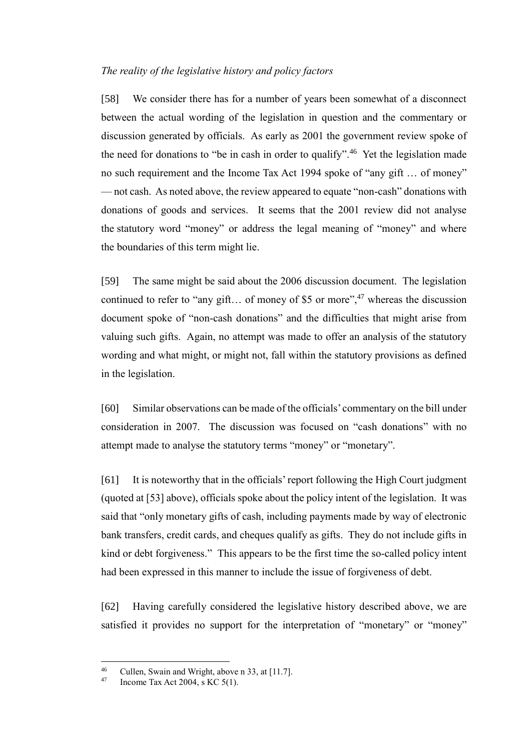*The reality of the legislative history and policy factors*

[58] We consider there has for a number of years been somewhat of a disconnect between the actual wording of the legislation in question and the commentary or discussion generated by officials. As early as 2001 the government review spoke of the need for donations to "be in cash in order to qualify".[46] Yet the legislation made no such requirement and the Income Tax Act 1994 spoke of "any gift … of money" — not cash. As noted above, the review appeared to equate "non-cash" donations with donations of goods and services. It seems that the 2001 review did not analyse the statutory word "money" or address the legal meaning of "money" and where the boundaries of this term might lie.

[59] The same might be said about the 2006 discussion document. The legislation continued to refer to "any gift… of money of $5 or more",[47] whereas the discussion document spoke of "non-cash donations" and the difficulties that might arise from valuing such gifts. Again, no attempt was made to offer an analysis of the statutory wording and what might, or might not, fall within the statutory provisions as defined in the legislation.

[60] Similar observations can be made of the officials' commentary on the bill under consideration in 2007. The discussion was focused on "cash donations" with no attempt made to analyse the statutory terms "money" or "monetary".

[61] It is noteworthy that in the officials' report following the High Court judgment (quoted at [53] above), officials spoke about the policy intent of the legislation. It was said that "only monetary gifts of cash, including payments made by way of electronic bank transfers, credit cards, and cheques qualify as gifts. They do not include gifts in kind or debt forgiveness." This appears to be the first time the so-called policy intent had been expressed in this manner to include the issue of forgiveness of debt.

[62] Having carefully considered the legislative history described above, we are satisfied it provides no support for the interpretation of "monetary" or "money"

---

[46] Cullen, Swain and Wright, above n 33, at [11.7].

[47] Income Tax Act 2004, s KC 5(1).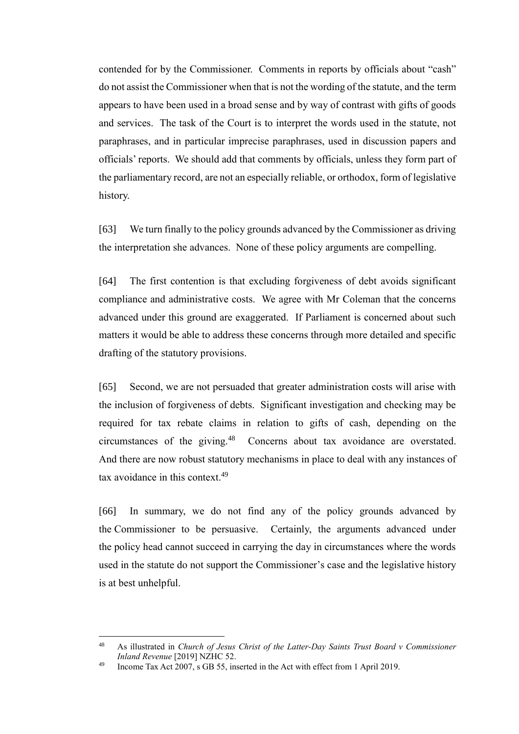contended for by the Commissioner. Comments in reports by officials about "cash" do not assist the Commissioner when that is not the wording of the statute, and the term appears to have been used in a broad sense and by way of contrast with gifts of goods and services. The task of the Court is to interpret the words used in the statute, not paraphrases, and in particular imprecise paraphrases, used in discussion papers and officials' reports. We should add that comments by officials, unless they form part of the parliamentary record, are not an especially reliable, or orthodox, form of legislative history.

[63] We turn finally to the policy grounds advanced by the Commissioner as driving the interpretation she advances. None of these policy arguments are compelling.

[64] The first contention is that excluding forgiveness of debt avoids significant compliance and administrative costs. We agree with Mr Coleman that the concerns advanced under this ground are exaggerated. If Parliament is concerned about such matters it would be able to address these concerns through more detailed and specific drafting of the statutory provisions.

[65] Second, we are not persuaded that greater administration costs will arise with the inclusion of forgiveness of debts. Significant investigation and checking may be required for tax rebate claims in relation to gifts of cash, depending on the circumstances of the giving.[48] Concerns about tax avoidance are overstated. And there are now robust statutory mechanisms in place to deal with any instances of tax avoidance in this context.[49]

[66] In summary, we do not find any of the policy grounds advanced by the Commissioner to be persuasive. Certainly, the arguments advanced under the policy head cannot succeed in carrying the day in circumstances where the words used in the statute do not support the Commissioner's case and the legislative history is at best unhelpful.

---

[48] As illustrated in *Church of Jesus Christ of the Latter-Day Saints Trust Board v Commissioner Inland Revenue* [2019] NZHC 52.

[49] Income Tax Act 2007, s GB 55, inserted in the Act with effect from 1 April 2019.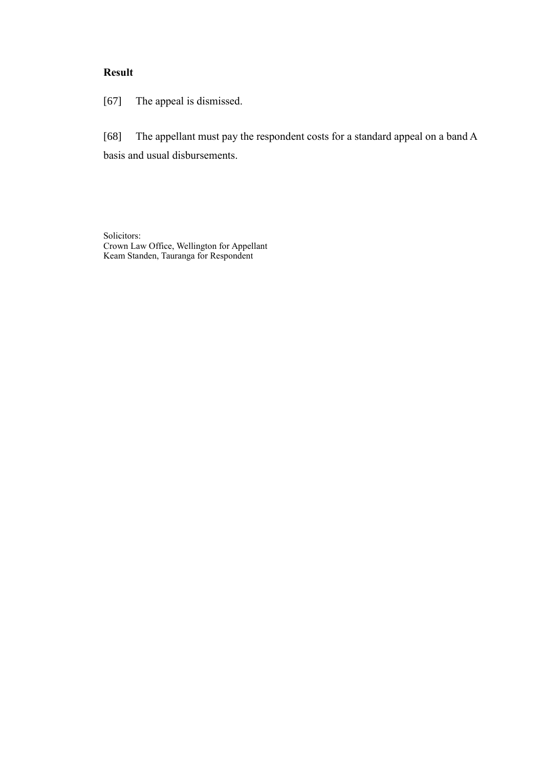## Result

[67] The appeal is dismissed.

[68] The appellant must pay the respondent costs for a standard appeal on a band A basis and usual disbursements.

Solicitors:
Crown Law Office, Wellington for Appellant
Keam Standen, Tauranga for Respondent